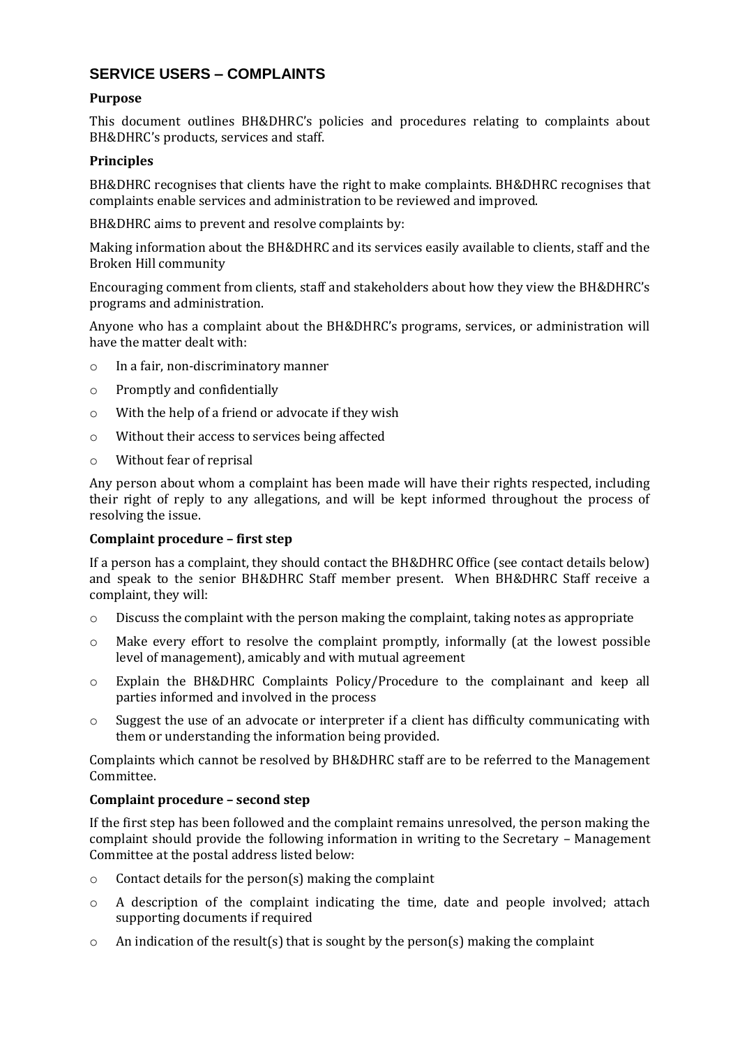## SERVICE USERS – COMPLAINTS

**Purpose**

This document outlines BH&DHRC's policies and procedures relating to complaints about BH&DHRC's products, services and staff.

**Principles**

BH&DHRC recognises that clients have the right to make complaints. BH&DHRC recognises that complaints enable services and administration to be reviewed and improved.

BH&DHRC aims to prevent and resolve complaints by:

Making information about the BH&DHRC and its services easily available to clients, staff and the Broken Hill community

Encouraging comment from clients, staff and stakeholders about how they view the BH&DHRC's programs and administration.

Anyone who has a complaint about the BH&DHRC's programs, services, or administration will have the matter dealt with:

- In a fair, non-discriminatory manner
- Promptly and confidentially
- With the help of a friend or advocate if they wish
- Without their access to services being affected
- Without fear of reprisal

Any person about whom a complaint has been made will have their rights respected, including their right of reply to any allegations, and will be kept informed throughout the process of resolving the issue.

**Complaint procedure – first step**

If a person has a complaint, they should contact the BH&DHRC Office (see contact details below) and speak to the senior BH&DHRC Staff member present. When BH&DHRC Staff receive a complaint, they will:

- Discuss the complaint with the person making the complaint, taking notes as appropriate
- Make every effort to resolve the complaint promptly, informally (at the lowest possible level of management), amicably and with mutual agreement
- Explain the BH&DHRC Complaints Policy/Procedure to the complainant and keep all parties informed and involved in the process
- Suggest the use of an advocate or interpreter if a client has difficulty communicating with them or understanding the information being provided.

Complaints which cannot be resolved by BH&DHRC staff are to be referred to the Management Committee.

**Complaint procedure – second step**

If the first step has been followed and the complaint remains unresolved, the person making the complaint should provide the following information in writing to the Secretary – Management Committee at the postal address listed below:

- Contact details for the person(s) making the complaint
- A description of the complaint indicating the time, date and people involved; attach supporting documents if required
- An indication of the result(s) that is sought by the person(s) making the complaint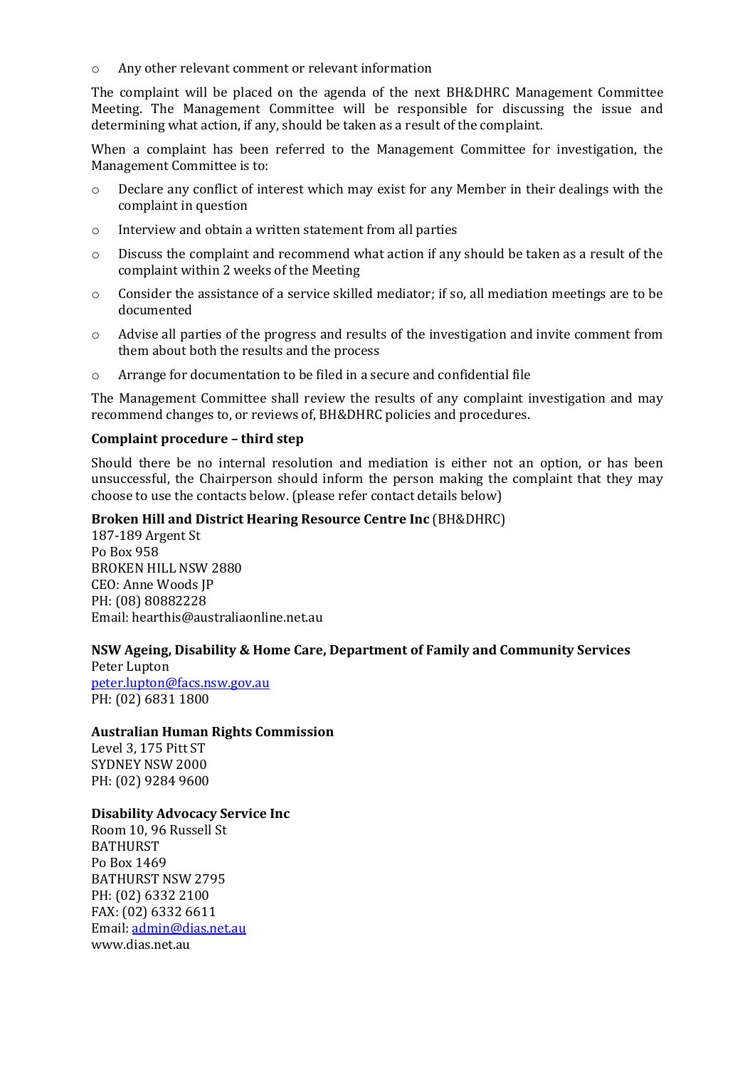- Any other relevant comment or relevant information

The complaint will be placed on the agenda of the next BH&DHRC Management Committee Meeting. The Management Committee will be responsible for discussing the issue and determining what action, if any, should be taken as a result of the complaint.

When a complaint has been referred to the Management Committee for investigation, the Management Committee is to:

- Declare any conflict of interest which may exist for any Member in their dealings with the complaint in question
- Interview and obtain a written statement from all parties
- Discuss the complaint and recommend what action if any should be taken as a result of the complaint within 2 weeks of the Meeting
- Consider the assistance of a service skilled mediator; if so, all mediation meetings are to be documented
- Advise all parties of the progress and results of the investigation and invite comment from them about both the results and the process
- Arrange for documentation to be filed in a secure and confidential file

The Management Committee shall review the results of any complaint investigation and may recommend changes to, or reviews of, BH&DHRC policies and procedures.

**Complaint procedure – third step**

Should there be no internal resolution and mediation is either not an option, or has been unsuccessful, the Chairperson should inform the person making the complaint that they may choose to use the contacts below. (please refer contact details below)

**Broken Hill and District Hearing Resource Centre Inc** (BH&DHRC)
187-189 Argent St
Po Box 958
BROKEN HILL NSW 2880
CEO: Anne Woods JP
PH: (08) 80882228
Email: hearthis@australiaonline.net.au

**NSW Ageing, Disability & Home Care, Department of Family and Community Services**
Peter Lupton
peter.lupton@facs.nsw.gov.au
PH: (02) 6831 1800

**Australian Human Rights Commission**
Level 3, 175 Pitt ST
SYDNEY NSW 2000
PH: (02) 9284 9600

**Disability Advocacy Service Inc**
Room 10, 96 Russell St
BATHURST
Po Box 1469
BATHURST NSW 2795
PH: (02) 6332 2100
FAX: (02) 6332 6611
Email: admin@dias.net.au
www.dias.net.au